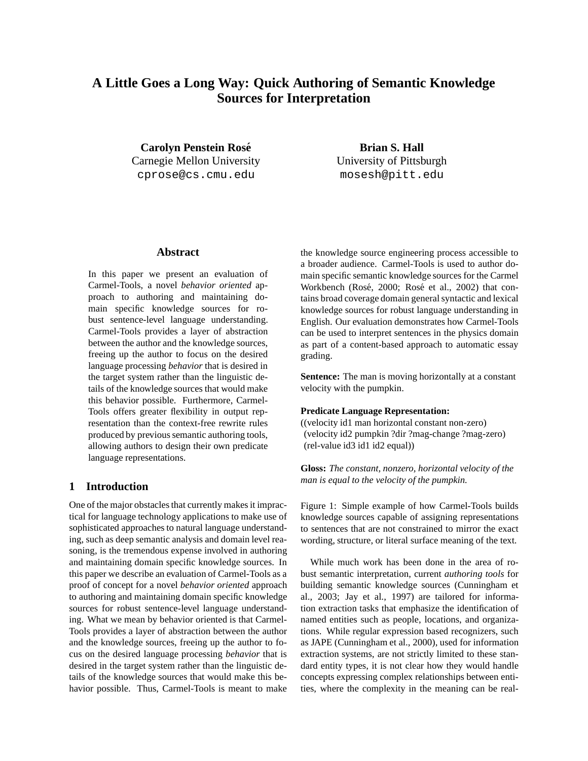# A Little Goes a Long Way: Quick Authoring of Semantic Knowledge Sources for Interpretation

**Carolyn Penstein Rosé**
Carnegie Mellon University
cprose@cs.cmu.edu

**Brian S. Hall**
University of Pittsburgh
mosesh@pitt.edu

## Abstract

In this paper we present an evaluation of Carmel-Tools, a novel *behavior oriented* approach to authoring and maintaining domain specific knowledge sources for robust sentence-level language understanding. Carmel-Tools provides a layer of abstraction between the author and the knowledge sources, freeing up the author to focus on the desired language processing *behavior* that is desired in the target system rather than the linguistic details of the knowledge sources that would make this behavior possible. Furthermore, Carmel-Tools offers greater flexibility in output representation than the context-free rewrite rules produced by previous semantic authoring tools, allowing authors to design their own predicate language representations.

## 1 Introduction

One of the major obstacles that currently makes it impractical for language technology applications to make use of sophisticated approaches to natural language understanding, such as deep semantic analysis and domain level reasoning, is the tremendous expense involved in authoring and maintaining domain specific knowledge sources. In this paper we describe an evaluation of Carmel-Tools as a proof of concept for a novel *behavior oriented* approach to authoring and maintaining domain specific knowledge sources for robust sentence-level language understanding. What we mean by behavior oriented is that Carmel-Tools provides a layer of abstraction between the author and the knowledge sources, freeing up the author to focus on the desired language processing *behavior* that is desired in the target system rather than the linguistic details of the knowledge sources that would make this behavior possible. Thus, Carmel-Tools is meant to make the knowledge source engineering process accessible to a broader audience. Carmel-Tools is used to author domain specific semantic knowledge sources for the Carmel Workbench (Rosé, 2000; Rosé et al., 2002) that contains broad coverage domain general syntactic and lexical knowledge sources for robust language understanding in English. Our evaluation demonstrates how Carmel-Tools can be used to interpret sentences in the physics domain as part of a content-based approach to automatic essay grading.

**Sentence:** The man is moving horizontally at a constant velocity with the pumpkin.

**Predicate Language Representation:**
((velocity id1 man horizontal constant non-zero)
(velocity id2 pumpkin ?dir ?mag-change ?mag-zero)
(rel-value id3 id1 id2 equal))

**Gloss:** *The constant, nonzero, horizontal velocity of the man is equal to the velocity of the pumpkin.*

Figure 1: Simple example of how Carmel-Tools builds knowledge sources capable of assigning representations to sentences that are not constrained to mirror the exact wording, structure, or literal surface meaning of the text.

While much work has been done in the area of robust semantic interpretation, current *authoring tools* for building semantic knowledge sources (Cunningham et al., 2003; Jay et al., 1997) are tailored for information extraction tasks that emphasize the identification of named entities such as people, locations, and organizations. While regular expression based recognizers, such as JAPE (Cunningham et al., 2000), used for information extraction systems, are not strictly limited to these standard entity types, it is not clear how they would handle concepts expressing complex relationships between entities, where the complexity in the meaning can be real-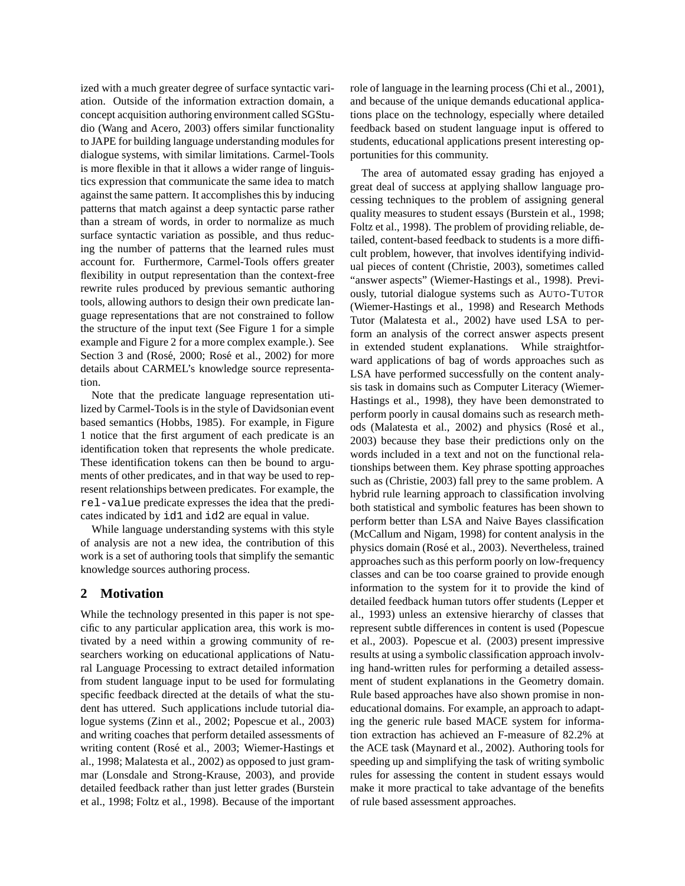ized with a much greater degree of surface syntactic variation. Outside of the information extraction domain, a concept acquisition authoring environment called SGStudio (Wang and Acero, 2003) offers similar functionality to JAPE for building language understanding modules for dialogue systems, with similar limitations. Carmel-Tools is more flexible in that it allows a wider range of linguistics expression that communicate the same idea to match against the same pattern. It accomplishes this by inducing patterns that match against a deep syntactic parse rather than a stream of words, in order to normalize as much surface syntactic variation as possible, and thus reducing the number of patterns that the learned rules must account for. Furthermore, Carmel-Tools offers greater flexibility in output representation than the context-free rewrite rules produced by previous semantic authoring tools, allowing authors to design their own predicate language representations that are not constrained to follow the structure of the input text (See Figure 1 for a simple example and Figure 2 for a more complex example.). See Section 3 and (Rosé, 2000; Rosé et al., 2002) for more details about CARMEL's knowledge source representation.

Note that the predicate language representation utilized by Carmel-Tools is in the style of Davidsonian event based semantics (Hobbs, 1985). For example, in Figure 1 notice that the first argument of each predicate is an identification token that represents the whole predicate. These identification tokens can then be bound to arguments of other predicates, and in that way be used to represent relationships between predicates. For example, the `rel-value` predicate expresses the idea that the predicates indicated by `id1` and `id2` are equal in value.

While language understanding systems with this style of analysis are not a new idea, the contribution of this work is a set of authoring tools that simplify the semantic knowledge sources authoring process.

## 2 Motivation

While the technology presented in this paper is not specific to any particular application area, this work is motivated by a need within a growing community of researchers working on educational applications of Natural Language Processing to extract detailed information from student language input to be used for formulating specific feedback directed at the details of what the student has uttered. Such applications include tutorial dialogue systems (Zinn et al., 2002; Popescue et al., 2003) and writing coaches that perform detailed assessments of writing content (Rosé et al., 2003; Wiemer-Hastings et al., 1998; Malatesta et al., 2002) as opposed to just grammar (Lonsdale and Strong-Krause, 2003), and provide detailed feedback rather than just letter grades (Burstein et al., 1998; Foltz et al., 1998). Because of the important role of language in the learning process (Chi et al., 2001), and because of the unique demands educational applications place on the technology, especially where detailed feedback based on student language input is offered to students, educational applications present interesting opportunities for this community.

The area of automated essay grading has enjoyed a great deal of success at applying shallow language processing techniques to the problem of assigning general quality measures to student essays (Burstein et al., 1998; Foltz et al., 1998). The problem of providing reliable, detailed, content-based feedback to students is a more difficult problem, however, that involves identifying individual pieces of content (Christie, 2003), sometimes called "answer aspects" (Wiemer-Hastings et al., 1998). Previously, tutorial dialogue systems such as AUTO-TUTOR (Wiemer-Hastings et al., 1998) and Research Methods Tutor (Malatesta et al., 2002) have used LSA to perform an analysis of the correct answer aspects present in extended student explanations. While straightforward applications of bag of words approaches such as LSA have performed successfully on the content analysis task in domains such as Computer Literacy (Wiemer-Hastings et al., 1998), they have been demonstrated to perform poorly in causal domains such as research methods (Malatesta et al., 2002) and physics (Rosé et al., 2003) because they base their predictions only on the words included in a text and not on the functional relationships between them. Key phrase spotting approaches such as (Christie, 2003) fall prey to the same problem. A hybrid rule learning approach to classification involving both statistical and symbolic features has been shown to perform better than LSA and Naive Bayes classification (McCallum and Nigam, 1998) for content analysis in the physics domain (Rosé et al., 2003). Nevertheless, trained approaches such as this perform poorly on low-frequency classes and can be too coarse grained to provide enough information to the system for it to provide the kind of detailed feedback human tutors offer students (Lepper et al., 1993) unless an extensive hierarchy of classes that represent subtle differences in content is used (Popescue et al., 2003). Popescue et al. (2003) present impressive results at using a symbolic classification approach involving hand-written rules for performing a detailed assessment of student explanations in the Geometry domain. Rule based approaches have also shown promise in non-educational domains. For example, an approach to adapting the generic rule based MACE system for information extraction has achieved an F-measure of 82.2% at the ACE task (Maynard et al., 2002). Authoring tools for speeding up and simplifying the task of writing symbolic rules for assessing the content in student essays would make it more practical to take advantage of the benefits of rule based assessment approaches.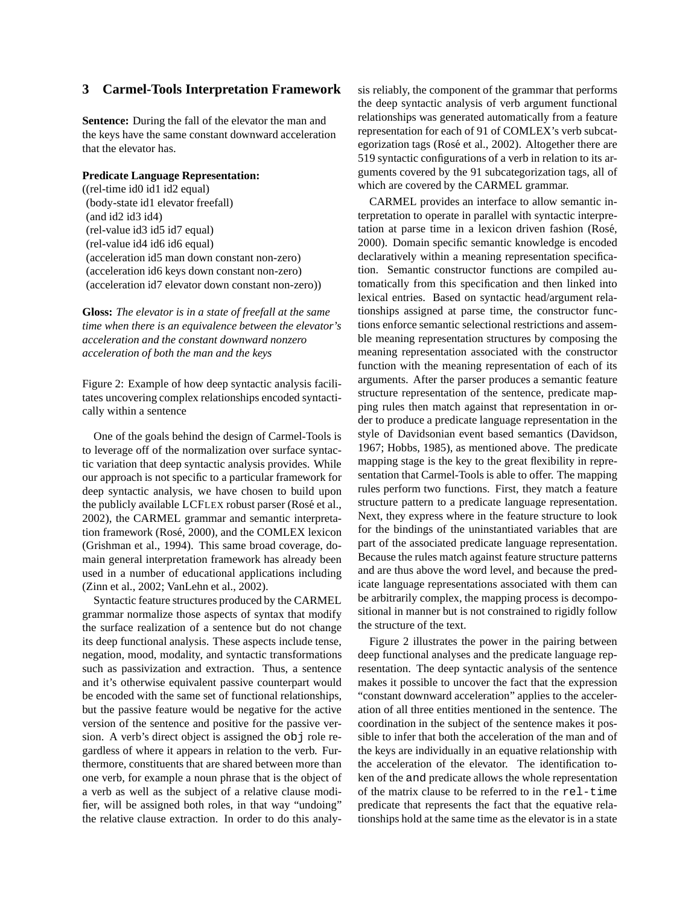## 3 Carmel-Tools Interpretation Framework

**Sentence:** During the fall of the elevator the man and the keys have the same constant downward acceleration that the elevator has.

**Predicate Language Representation:**

((rel-time id0 id1 id2 equal)
 (body-state id1 elevator freefall)
 (and id2 id3 id4)
 (rel-value id3 id5 id7 equal)
 (rel-value id4 id6 id6 equal)
 (acceleration id5 man down constant non-zero)
 (acceleration id6 keys down constant non-zero)
 (acceleration id7 elevator down constant non-zero))

**Gloss:** *The elevator is in a state of freefall at the same time when there is an equivalence between the elevator's acceleration and the constant downward nonzero acceleration of both the man and the keys*

Figure 2: Example of how deep syntactic analysis facilitates uncovering complex relationships encoded syntactically within a sentence

One of the goals behind the design of Carmel-Tools is to leverage off of the normalization over surface syntactic variation that deep syntactic analysis provides. While our approach is not specific to a particular framework for deep syntactic analysis, we have chosen to build upon the publicly available LCFLEX robust parser (Rosé et al., 2002), the CARMEL grammar and semantic interpretation framework (Rosé, 2000), and the COMLEX lexicon (Grishman et al., 1994). This same broad coverage, domain general interpretation framework has already been used in a number of educational applications including (Zinn et al., 2002; VanLehn et al., 2002).

Syntactic feature structures produced by the CARMEL grammar normalize those aspects of syntax that modify the surface realization of a sentence but do not change its deep functional analysis. These aspects include tense, negation, mood, modality, and syntactic transformations such as passivization and extraction. Thus, a sentence and it's otherwise equivalent passive counterpart would be encoded with the same set of functional relationships, but the passive feature would be negative for the active version of the sentence and positive for the passive version. A verb's direct object is assigned the `obj` role regardless of where it appears in relation to the verb. Furthermore, constituents that are shared between more than one verb, for example a noun phrase that is the object of a verb as well as the subject of a relative clause modifier, will be assigned both roles, in that way "undoing" the relative clause extraction. In order to do this analysis reliably, the component of the grammar that performs the deep syntactic analysis of verb argument functional relationships was generated automatically from a feature representation for each of 91 of COMLEX's verb subcategorization tags (Rosé et al., 2002). Altogether there are 519 syntactic configurations of a verb in relation to its arguments covered by the 91 subcategorization tags, all of which are covered by the CARMEL grammar.

CARMEL provides an interface to allow semantic interpretation to operate in parallel with syntactic interpretation at parse time in a lexicon driven fashion (Rosé, 2000). Domain specific semantic knowledge is encoded declaratively within a meaning representation specification. Semantic constructor functions are compiled automatically from this specification and then linked into lexical entries. Based on syntactic head/argument relationships assigned at parse time, the constructor functions enforce semantic selectional restrictions and assemble meaning representation structures by composing the meaning representation associated with the constructor function with the meaning representation of each of its arguments. After the parser produces a semantic feature structure representation of the sentence, predicate mapping rules then match against that representation in order to produce a predicate language representation in the style of Davidsonian event based semantics (Davidson, 1967; Hobbs, 1985), as mentioned above. The predicate mapping stage is the key to the great flexibility in representation that Carmel-Tools is able to offer. The mapping rules perform two functions. First, they match a feature structure pattern to a predicate language representation. Next, they express where in the feature structure to look for the bindings of the uninstantiated variables that are part of the associated predicate language representation. Because the rules match against feature structure patterns and are thus above the word level, and because the predicate language representations associated with them can be arbitrarily complex, the mapping process is decompositional in manner but is not constrained to rigidly follow the structure of the text.

Figure 2 illustrates the power in the pairing between deep functional analyses and the predicate language representation. The deep syntactic analysis of the sentence makes it possible to uncover the fact that the expression "constant downward acceleration" applies to the acceleration of all three entities mentioned in the sentence. The coordination in the subject of the sentence makes it possible to infer that both the acceleration of the man and of the keys are individually in an equative relationship with the acceleration of the elevator. The identification token of the `and` predicate allows the whole representation of the matrix clause to be referred to in the `rel-time` predicate that represents the fact that the equative relationships hold at the same time as the elevator is in a state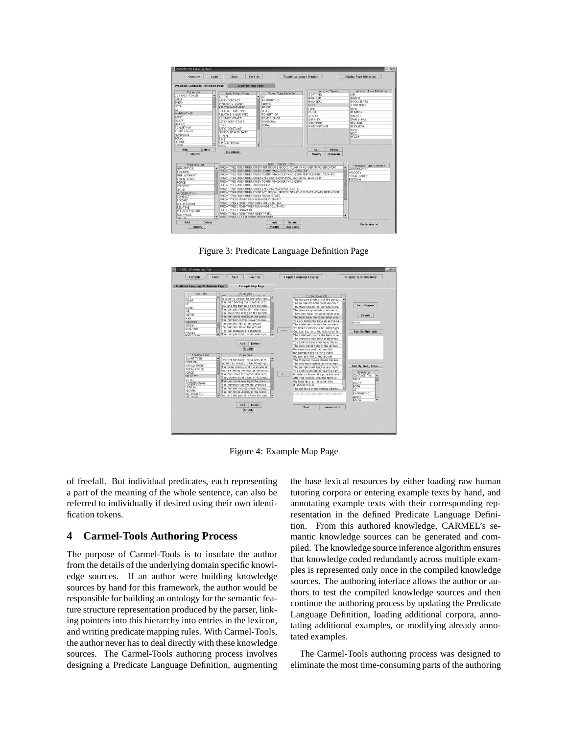Figure 3: Predicate Language Definition Page

Figure 4: Example Map Page

of freefall. But individual predicates, each representing a part of the meaning of the whole sentence, can also be referred to individually if desired using their own identification tokens.

## 4 Carmel-Tools Authoring Process

The purpose of Carmel-Tools is to insulate the author from the details of the underlying domain specific knowledge sources. If an author were building knowledge sources by hand for this framework, the author would be responsible for building an ontology for the semantic feature structure representation produced by the parser, linking pointers into this hierarchy into entries in the lexicon, and writing predicate mapping rules. With Carmel-Tools, the author never has to deal directly with these knowledge sources. The Carmel-Tools authoring process involves designing a Predicate Language Definition, augmenting the base lexical resources by either loading raw human tutoring corpora or entering example texts by hand, and annotating example texts with their corresponding representation in the defined Predicate Language Definition. From this authored knowledge, CARMEL's semantic knowledge sources can be generated and compiled. The knowledge source inference algorithm ensures that knowledge coded redundantly across multiple examples is represented only once in the compiled knowledge sources. The authoring interface allows the author or authors to test the compiled knowledge sources and then continue the authoring process by updating the Predicate Language Definition, loading additional corpora, annotating additional examples, or modifying already annotated examples.

The Carmel-Tools authoring process was designed to eliminate the most time-consuming parts of the authoring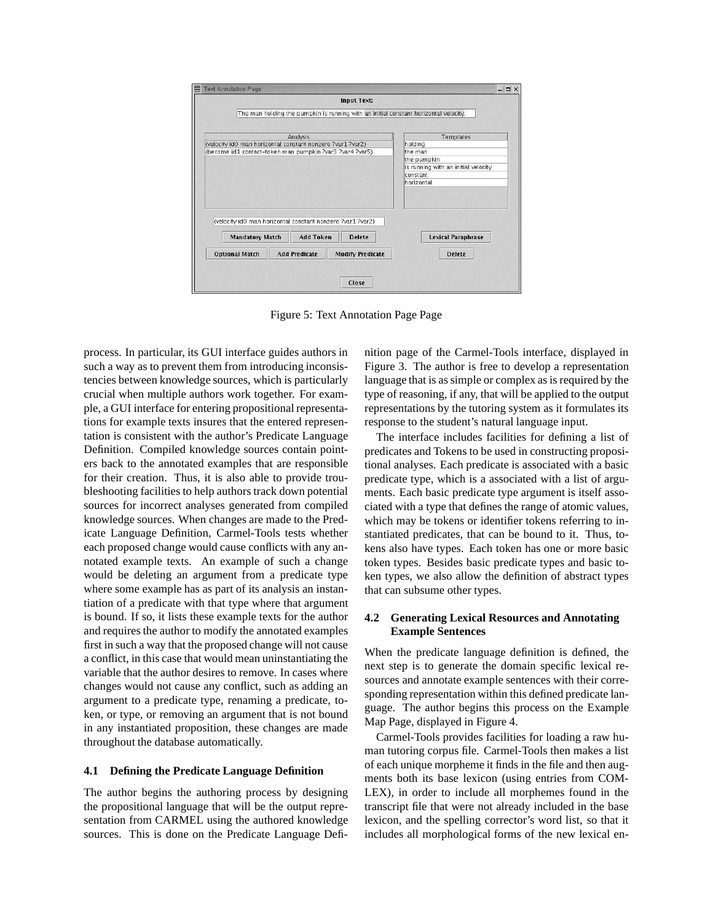Figure 5: Text Annotation Page Page

process. In particular, its GUI interface guides authors in such a way as to prevent them from introducing inconsistencies between knowledge sources, which is particularly crucial when multiple authors work together. For example, a GUI interface for entering propositional representations for example texts insures that the entered representation is consistent with the author's Predicate Language Definition. Compiled knowledge sources contain pointers back to the annotated examples that are responsible for their creation. Thus, it is also able to provide troubleshooting facilities to help authors track down potential sources for incorrect analyses generated from compiled knowledge sources. When changes are made to the Predicate Language Definition, Carmel-Tools tests whether each proposed change would cause conflicts with any annotated example texts. An example of such a change would be deleting an argument from a predicate type where some example has as part of its analysis an instantiation of a predicate with that type where that argument is bound. If so, it lists these example texts for the author and requires the author to modify the annotated examples first in such a way that the proposed change will not cause a conflict, in this case that would mean uninstantiating the variable that the author desires to remove. In cases where changes would not cause any conflict, such as adding an argument to a predicate type, renaming a predicate, token, or type, or removing an argument that is not bound in any instantiated proposition, these changes are made throughout the database automatically.

### 4.1 Defining the Predicate Language Definition

The author begins the authoring process by designing the propositional language that will be the output representation from CARMEL using the authored knowledge sources. This is done on the Predicate Language Definition page of the Carmel-Tools interface, displayed in Figure 3. The author is free to develop a representation language that is as simple or complex as is required by the type of reasoning, if any, that will be applied to the output representations by the tutoring system as it formulates its response to the student's natural language input.

The interface includes facilities for defining a list of predicates and Tokens to be used in constructing propositional analyses. Each predicate is associated with a basic predicate type, which is a associated with a list of arguments. Each basic predicate type argument is itself associated with a type that defines the range of atomic values, which may be tokens or identifier tokens referring to instantiated predicates, that can be bound to it. Thus, tokens also have types. Each token has one or more basic token types. Besides basic predicate types and basic token types, we also allow the definition of abstract types that can subsume other types.

### 4.2 Generating Lexical Resources and Annotating Example Sentences

When the predicate language definition is defined, the next step is to generate the domain specific lexical resources and annotate example sentences with their corresponding representation within this defined predicate language. The author begins this process on the Example Map Page, displayed in Figure 4.

Carmel-Tools provides facilities for loading a raw human tutoring corpus file. Carmel-Tools then makes a list of each unique morpheme it finds in the file and then augments both its base lexicon (using entries from COMLEX), in order to include all morphemes found in the transcript file that were not already included in the base lexicon, and the spelling corrector's word list, so that it includes all morphological forms of the new lexical en-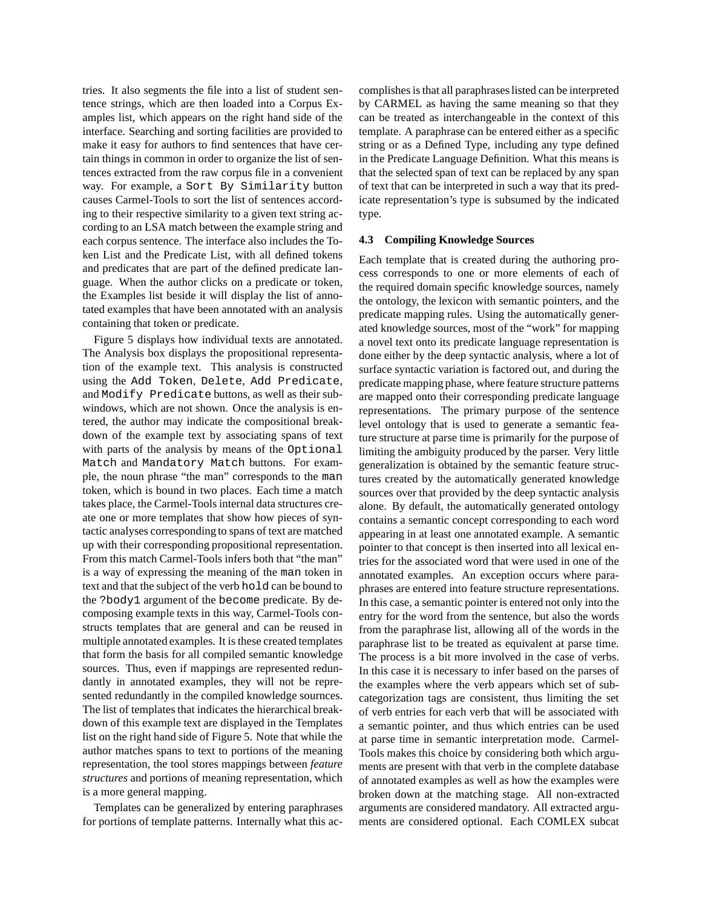tries. It also segments the file into a list of student sentence strings, which are then loaded into a Corpus Examples list, which appears on the right hand side of the interface. Searching and sorting facilities are provided to make it easy for authors to find sentences that have certain things in common in order to organize the list of sentences extracted from the raw corpus file in a convenient way. For example, a `Sort By Similarity` button causes Carmel-Tools to sort the list of sentences according to their respective similarity to a given text string according to an LSA match between the example string and each corpus sentence. The interface also includes the Token List and the Predicate List, with all defined tokens and predicates that are part of the defined predicate language. When the author clicks on a predicate or token, the Examples list beside it will display the list of annotated examples that have been annotated with an analysis containing that token or predicate.

Figure 5 displays how individual texts are annotated. The Analysis box displays the propositional representation of the example text. This analysis is constructed using the `Add Token`, `Delete`, `Add Predicate`, and `Modify Predicate` buttons, as well as their subwindows, which are not shown. Once the analysis is entered, the author may indicate the compositional breakdown of the example text by associating spans of text with parts of the analysis by means of the `Optional Match` and `Mandatory Match` buttons. For example, the noun phrase "the man" corresponds to the `man` token, which is bound in two places. Each time a match takes place, the Carmel-Tools internal data structures create one or more templates that show how pieces of syntactic analyses corresponding to spans of text are matched up with their corresponding propositional representation. From this match Carmel-Tools infers both that "the man" is a way of expressing the meaning of the `man` token in text and that the subject of the verb `hold` can be bound to the `?body1` argument of the `become` predicate. By decomposing example texts in this way, Carmel-Tools constructs templates that are general and can be reused in multiple annotated examples. It is these created templates that form the basis for all compiled semantic knowledge sources. Thus, even if mappings are represented redundantly in annotated examples, they will not be represented redundantly in the compiled knowledge sournces. The list of templates that indicates the hierarchical breakdown of this example text are displayed in the Templates list on the right hand side of Figure 5. Note that while the author matches spans to text to portions of the meaning representation, the tool stores mappings between *feature structures* and portions of meaning representation, which is a more general mapping.

Templates can be generalized by entering paraphrases for portions of template patterns. Internally what this accomplishes is that all paraphrases listed can be interpreted by CARMEL as having the same meaning so that they can be treated as interchangeable in the context of this template. A paraphrase can be entered either as a specific string or as a Defined Type, including any type defined in the Predicate Language Definition. What this means is that the selected span of text can be replaced by any span of text that can be interpreted in such a way that its predicate representation's type is subsumed by the indicated type.

### 4.3 Compiling Knowledge Sources

Each template that is created during the authoring process corresponds to one or more elements of each of the required domain specific knowledge sources, namely the ontology, the lexicon with semantic pointers, and the predicate mapping rules. Using the automatically generated knowledge sources, most of the "work" for mapping a novel text onto its predicate language representation is done either by the deep syntactic analysis, where a lot of surface syntactic variation is factored out, and during the predicate mapping phase, where feature structure patterns are mapped onto their corresponding predicate language representations. The primary purpose of the sentence level ontology that is used to generate a semantic feature structure at parse time is primarily for the purpose of limiting the ambiguity produced by the parser. Very little generalization is obtained by the semantic feature structures created by the automatically generated knowledge sources over that provided by the deep syntactic analysis alone. By default, the automatically generated ontology contains a semantic concept corresponding to each word appearing in at least one annotated example. A semantic pointer to that concept is then inserted into all lexical entries for the associated word that were used in one of the annotated examples. An exception occurs where paraphrases are entered into feature structure representations. In this case, a semantic pointer is entered not only into the entry for the word from the sentence, but also the words from the paraphrase list, allowing all of the words in the paraphrase list to be treated as equivalent at parse time. The process is a bit more involved in the case of verbs. In this case it is necessary to infer based on the parses of the examples where the verb appears which set of subcategorization tags are consistent, thus limiting the set of verb entries for each verb that will be associated with a semantic pointer, and thus which entries can be used at parse time in semantic interpretation mode. Carmel-Tools makes this choice by considering both which arguments are present with that verb in the complete database of annotated examples as well as how the examples were broken down at the matching stage. All non-extracted arguments are considered mandatory. All extracted arguments are considered optional. Each COMLEX subcat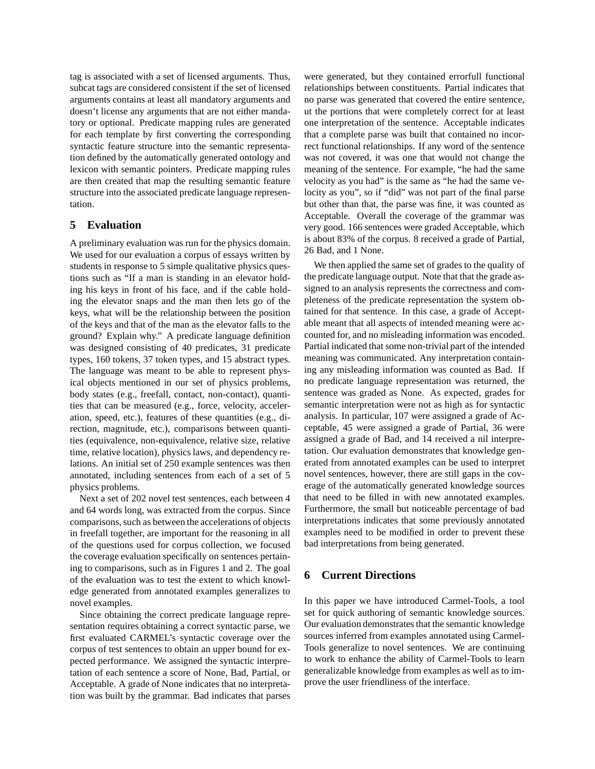tag is associated with a set of licensed arguments. Thus, subcat tags are considered consistent if the set of licensed arguments contains at least all mandatory arguments and doesn't license any arguments that are not either mandatory or optional. Predicate mapping rules are generated for each template by first converting the corresponding syntactic feature structure into the semantic representation defined by the automatically generated ontology and lexicon with semantic pointers. Predicate mapping rules are then created that map the resulting semantic feature structure into the associated predicate language representation.

## 5 Evaluation

A preliminary evaluation was run for the physics domain. We used for our evaluation a corpus of essays written by students in response to 5 simple qualitative physics questions such as "If a man is standing in an elevator holding his keys in front of his face, and if the cable holding the elevator snaps and the man then lets go of the keys, what will be the relationship between the position of the keys and that of the man as the elevator falls to the ground? Explain why." A predicate language definition was designed consisting of 40 predicates, 31 predicate types, 160 tokens, 37 token types, and 15 abstract types. The language was meant to be able to represent physical objects mentioned in our set of physics problems, body states (e.g., freefall, contact, non-contact), quantities that can be measured (e.g., force, velocity, acceleration, speed, etc.), features of these quantities (e.g., direction, magnitude, etc.), comparisons between quantities (equivalence, non-equivalence, relative size, relative time, relative location), physics laws, and dependency relations. An initial set of 250 example sentences was then annotated, including sentences from each of a set of 5 physics problems.

Next a set of 202 novel test sentences, each between 4 and 64 words long, was extracted from the corpus. Since comparisons, such as between the accelerations of objects in freefall together, are important for the reasoning in all of the questions used for corpus collection, we focused the coverage evaluation specifically on sentences pertaining to comparisons, such as in Figures 1 and 2. The goal of the evaluation was to test the extent to which knowledge generated from annotated examples generalizes to novel examples.

Since obtaining the correct predicate language representation requires obtaining a correct syntactic parse, we first evaluated CARMEL's syntactic coverage over the corpus of test sentences to obtain an upper bound for expected performance. We assigned the syntactic interpretation of each sentence a score of None, Bad, Partial, or Acceptable. A grade of None indicates that no interpretation was built by the grammar. Bad indicates that parses were generated, but they contained errorfull functional relationships between constituents. Partial indicates that no parse was generated that covered the entire sentence, ut the portions that were completely correct for at least one interpretation of the sentence. Acceptable indicates that a complete parse was built that contained no incorrect functional relationships. If any word of the sentence was not covered, it was one that would not change the meaning of the sentence. For example, "he had the same velocity as you had" is the same as "he had the same velocity as you", so if "did" was not part of the final parse but other than that, the parse was fine, it was counted as Acceptable. Overall the coverage of the grammar was very good. 166 sentences were graded Acceptable, which is about 83% of the corpus. 8 received a grade of Partial, 26 Bad, and 1 None.

We then applied the same set of grades to the quality of the predicate language output. Note that that the grade assigned to an analysis represents the correctness and completeness of the predicate representation the system obtained for that sentence. In this case, a grade of Acceptable meant that all aspects of intended meaning were accounted for, and no misleading information was encoded. Partial indicated that some non-trivial part of the intended meaning was communicated. Any interpretation containing any misleading information was counted as Bad. If no predicate language representation was returned, the sentence was graded as None. As expected, grades for semantic interpretation were not as high as for syntactic analysis. In particular, 107 were assigned a grade of Acceptable, 45 were assigned a grade of Partial, 36 were assigned a grade of Bad, and 14 received a nil interpretation. Our evaluation demonstrates that knowledge generated from annotated examples can be used to interpret novel sentences, however, there are still gaps in the coverage of the automatically generated knowledge sources that need to be filled in with new annotated examples. Furthermore, the small but noticeable percentage of bad interpretations indicates that some previously annotated examples need to be modified in order to prevent these bad interpretations from being generated.

## 6 Current Directions

In this paper we have introduced Carmel-Tools, a tool set for quick authoring of semantic knowledge sources. Our evaluation demonstrates that the semantic knowledge sources inferred from examples annotated using Carmel-Tools generalize to novel sentences. We are continuing to work to enhance the ability of Carmel-Tools to learn generalizable knowledge from examples as well as to improve the user friendliness of the interface.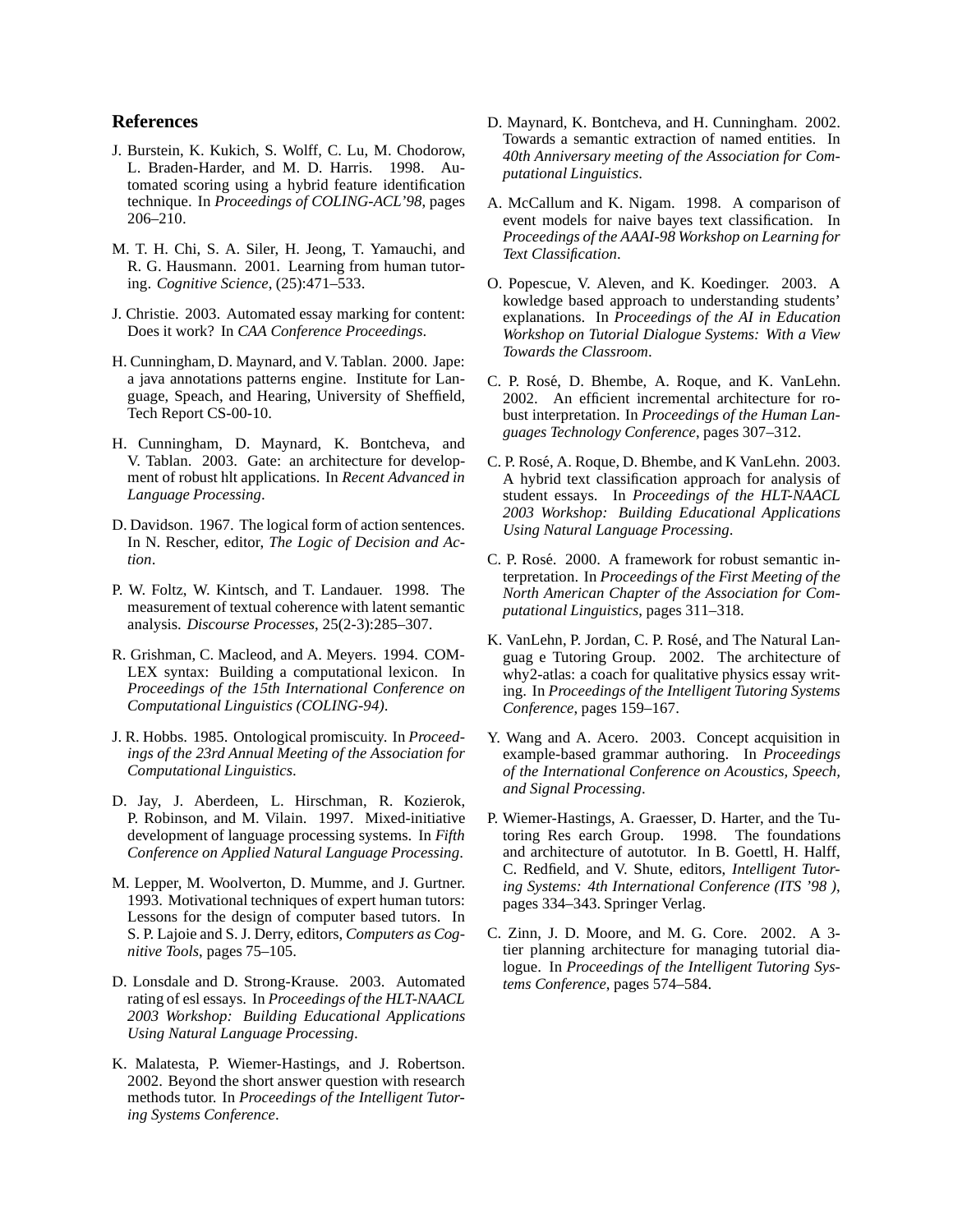## References

J. Burstein, K. Kukich, S. Wolff, C. Lu, M. Chodorow, L. Braden-Harder, and M. D. Harris. 1998. Automated scoring using a hybrid feature identification technique. In *Proceedings of COLING-ACL'98*, pages 206–210.

M. T. H. Chi, S. A. Siler, H. Jeong, T. Yamauchi, and R. G. Hausmann. 2001. Learning from human tutoring. *Cognitive Science*, (25):471–533.

J. Christie. 2003. Automated essay marking for content: Does it work? In *CAA Conference Proceedings*.

H. Cunningham, D. Maynard, and V. Tablan. 2000. Jape: a java annotations patterns engine. Institute for Language, Speach, and Hearing, University of Sheffield, Tech Report CS-00-10.

H. Cunningham, D. Maynard, K. Bontcheva, and V. Tablan. 2003. Gate: an architecture for development of robust hlt applications. In *Recent Advanced in Language Processing*.

D. Davidson. 1967. The logical form of action sentences. In N. Rescher, editor, *The Logic of Decision and Action*.

P. W. Foltz, W. Kintsch, and T. Landauer. 1998. The measurement of textual coherence with latent semantic analysis. *Discourse Processes*, 25(2-3):285–307.

R. Grishman, C. Macleod, and A. Meyers. 1994. COMLEX syntax: Building a computational lexicon. In *Proceedings of the 15th International Conference on Computational Linguistics (COLING-94)*.

J. R. Hobbs. 1985. Ontological promiscuity. In *Proceedings of the 23rd Annual Meeting of the Association for Computational Linguistics*.

D. Jay, J. Aberdeen, L. Hirschman, R. Kozierok, P. Robinson, and M. Vilain. 1997. Mixed-initiative development of language processing systems. In *Fifth Conference on Applied Natural Language Processing*.

M. Lepper, M. Woolverton, D. Mumme, and J. Gurtner. 1993. Motivational techniques of expert human tutors: Lessons for the design of computer based tutors. In S. P. Lajoie and S. J. Derry, editors, *Computers as Cognitive Tools*, pages 75–105.

D. Lonsdale and D. Strong-Krause. 2003. Automated rating of esl essays. In *Proceedings of the HLT-NAACL 2003 Workshop: Building Educational Applications Using Natural Language Processing*.

K. Malatesta, P. Wiemer-Hastings, and J. Robertson. 2002. Beyond the short answer question with research methods tutor. In *Proceedings of the Intelligent Tutoring Systems Conference*.

D. Maynard, K. Bontcheva, and H. Cunningham. 2002. Towards a semantic extraction of named entities. In *40th Anniversary meeting of the Association for Computational Linguistics*.

A. McCallum and K. Nigam. 1998. A comparison of event models for naive bayes text classification. In *Proceedings of the AAAI-98 Workshop on Learning for Text Classification*.

O. Popescue, V. Aleven, and K. Koedinger. 2003. A kowledge based approach to understanding students' explanations. In *Proceedings of the AI in Education Workshop on Tutorial Dialogue Systems: With a View Towards the Classroom*.

C. P. Rosé, D. Bhembe, A. Roque, and K. VanLehn. 2002. An efficient incremental architecture for robust interpretation. In *Proceedings of the Human Languages Technology Conference*, pages 307–312.

C. P. Rosé, A. Roque, D. Bhembe, and K VanLehn. 2003. A hybrid text classification approach for analysis of student essays. In *Proceedings of the HLT-NAACL 2003 Workshop: Building Educational Applications Using Natural Language Processing*.

C. P. Rosé. 2000. A framework for robust semantic interpretation. In *Proceedings of the First Meeting of the North American Chapter of the Association for Computational Linguistics*, pages 311–318.

K. VanLehn, P. Jordan, C. P. Rosé, and The Natural Languag e Tutoring Group. 2002. The architecture of why2-atlas: a coach for qualitative physics essay writing. In *Proceedings of the Intelligent Tutoring Systems Conference*, pages 159–167.

Y. Wang and A. Acero. 2003. Concept acquisition in example-based grammar authoring. In *Proceedings of the International Conference on Acoustics, Speech, and Signal Processing*.

P. Wiemer-Hastings, A. Graesser, D. Harter, and the Tutoring Res earch Group. 1998. The foundations and architecture of autotutor. In B. Goettl, H. Halff, C. Redfield, and V. Shute, editors, *Intelligent Tutoring Systems: 4th International Conference (ITS '98 )*, pages 334–343. Springer Verlag.

C. Zinn, J. D. Moore, and M. G. Core. 2002. A 3-tier planning architecture for managing tutorial dialogue. In *Proceedings of the Intelligent Tutoring Systems Conference*, pages 574–584.